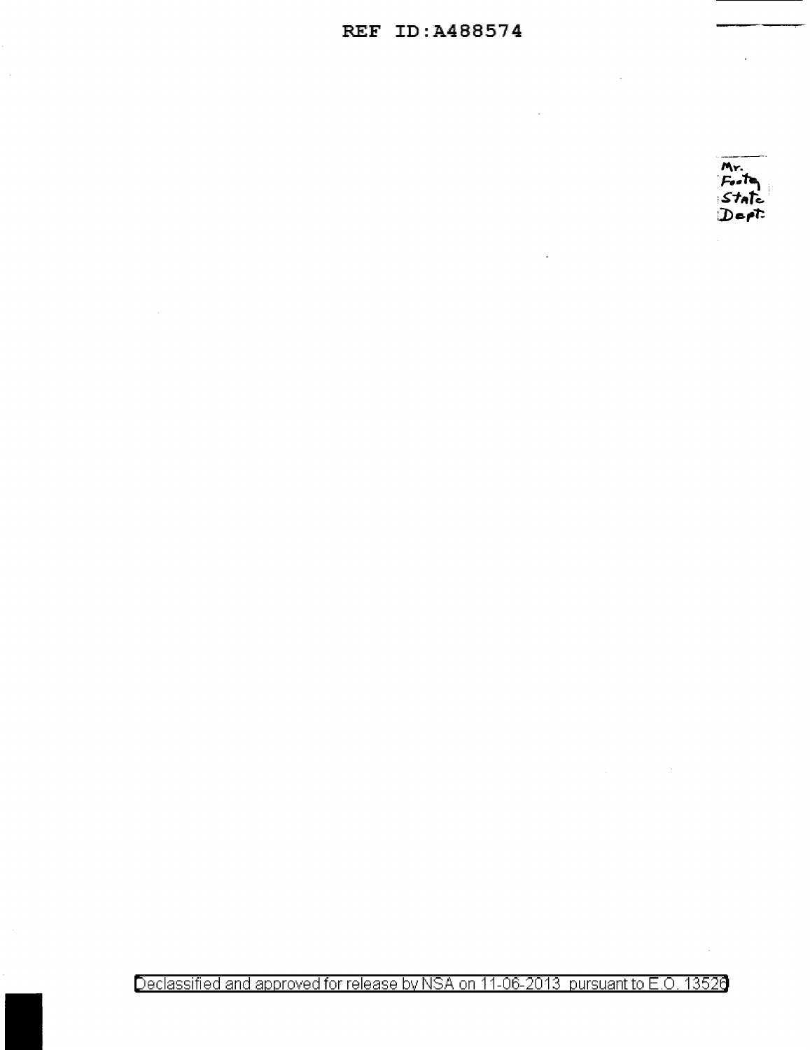Mr.
Foote
State
Dept.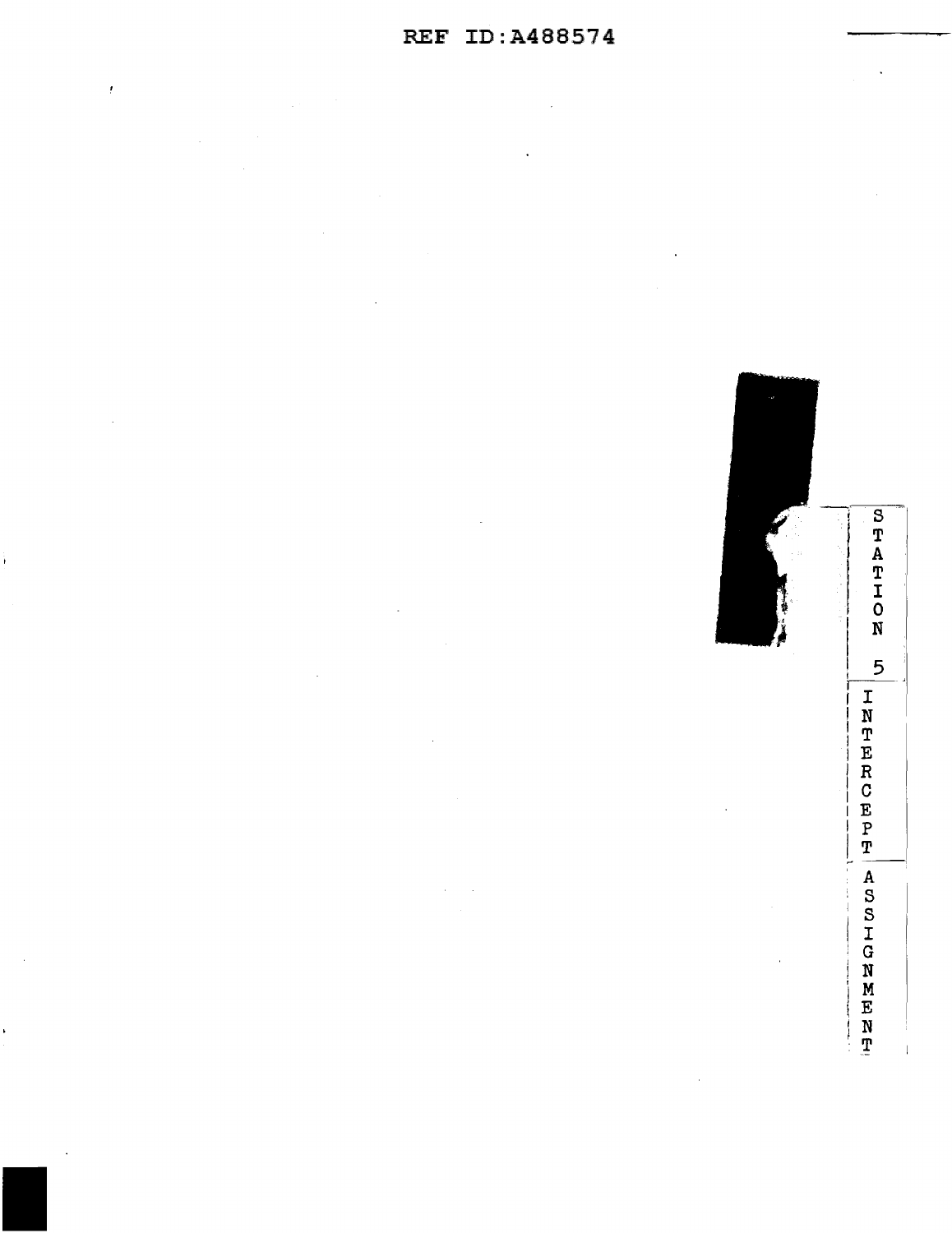STATION 5

INTERCEPT

ASSIGNMENT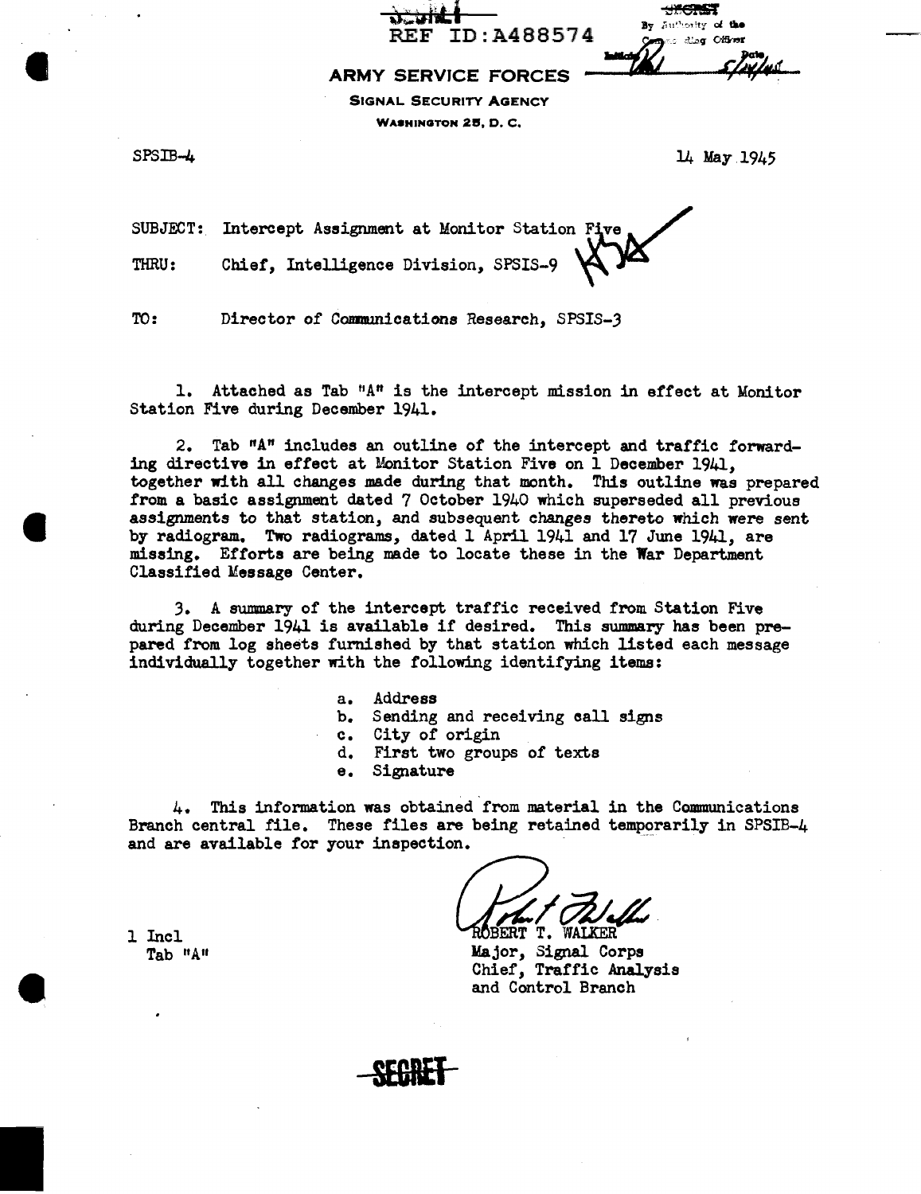SECRET

REF ID:A488574

SECRET
By Authority of the Commanding Officer
Initials ___ Date 5/14/45

**ARMY SERVICE FORCES**
**SIGNAL SECURITY AGENCY**
**WASHINGTON 25, D. C.**

SPSIB-4

14 May 1945

SUBJECT: Intercept Assignment at Monitor Station Five

THRU: Chief, Intelligence Division, SPSIS-9

TO: Director of Communications Research, SPSIS-3

1. Attached as Tab "A" is the intercept mission in effect at Monitor Station Five during December 1941.

2. Tab "A" includes an outline of the intercept and traffic forwarding directive in effect at Monitor Station Five on 1 December 1941, together with all changes made during that month. This outline was prepared from a basic assignment dated 7 October 1940 which superseded all previous assignments to that station, and subsequent changes thereto which were sent by radiogram. Two radiograms, dated 1 April 1941 and 17 June 1941, are missing. Efforts are being made to locate these in the War Department Classified Message Center.

3. A summary of the intercept traffic received from Station Five during December 1941 is available if desired. This summary has been prepared from log sheets furnished by that station which listed each message individually together with the following identifying items:

a. Address
b. Sending and receiving call signs
c. City of origin
d. First two groups of texts
e. Signature

4. This information was obtained from material in the Communications Branch central file. These files are being retained temporarily in SPSIB-4 and are available for your inspection.

1 Incl
Tab "A"

ROBERT T. WALKER
Major, Signal Corps
Chief, Traffic Analysis and Control Branch

SECRET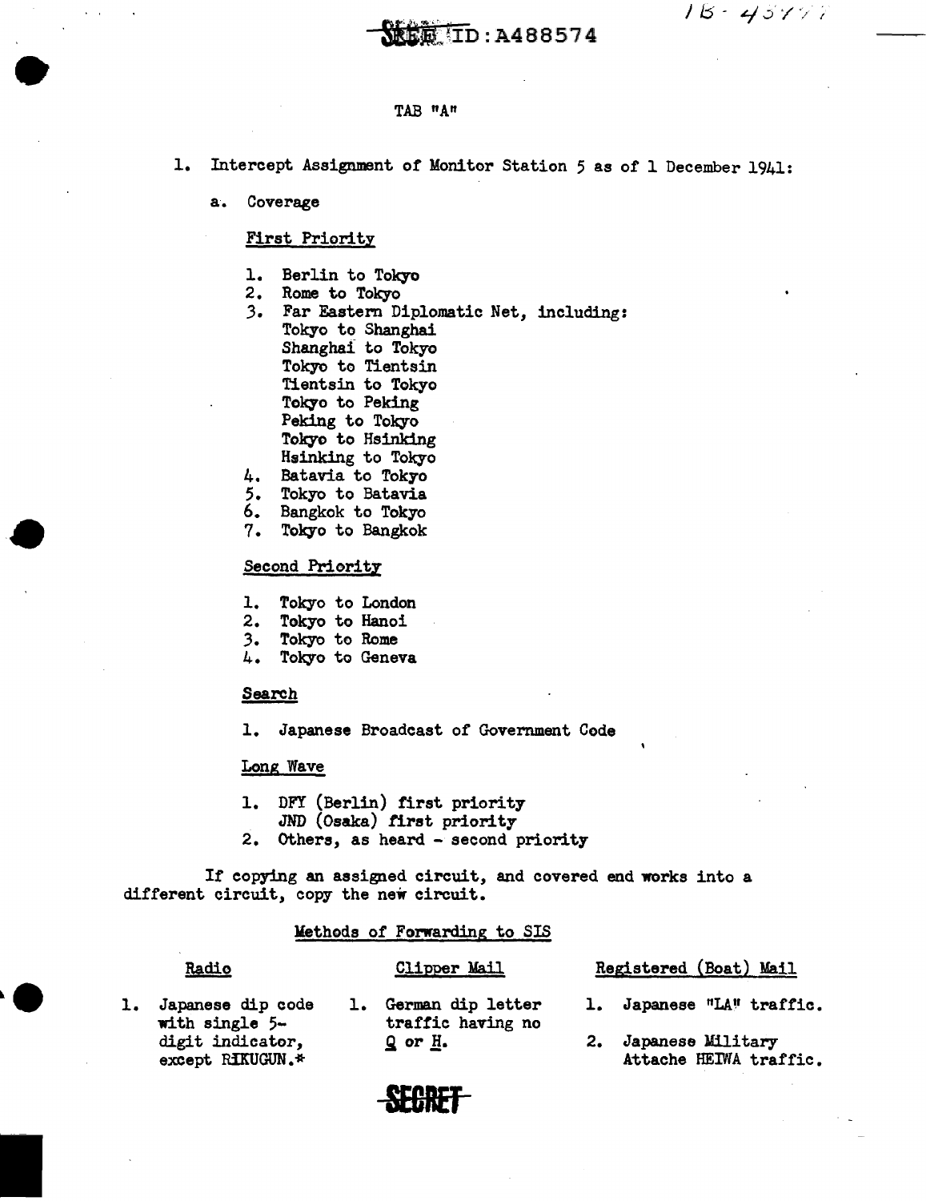SECRET ID:A488574

TAB "A"

1. Intercept Assignment of Monitor Station 5 as of 1 December 1941:

   a. Coverage

      First Priority

      1. Berlin to Tokyo
      2. Rome to Tokyo
      3. Far Eastern Diplomatic Net, including:
         Tokyo to Shanghai
         Shanghai to Tokyo
         Tokyo to Tientsin
         Tientsin to Tokyo
         Tokyo to Peking
         Peking to Tokyo
         Tokyo to Hsinking
         Hsinking to Tokyo
      4. Batavia to Tokyo
      5. Tokyo to Batavia
      6. Bangkok to Tokyo
      7. Tokyo to Bangkok

      Second Priority

      1. Tokyo to London
      2. Tokyo to Hanoi
      3. Tokyo to Rome
      4. Tokyo to Geneva

      Search

      1. Japanese Broadcast of Government Code

      Long Wave

      1. DFY (Berlin) first priority
         JND (Osaka) first priority
      2. Others, as heard - second priority

If copying an assigned circuit, and covered end works into a different circuit, copy the new circuit.

Methods of Forwarding to SIS

| Radio | Clipper Mail | Registered (Boat) Mail |
|---|---|---|
| 1. Japanese dip code with single 5-digit indicator, except RIKUGUN.* | 1. German dip letter traffic having no Q or H. | 1. Japanese "LA" traffic. |
| | | 2. Japanese Military Attache HEIWA traffic. |

SECRET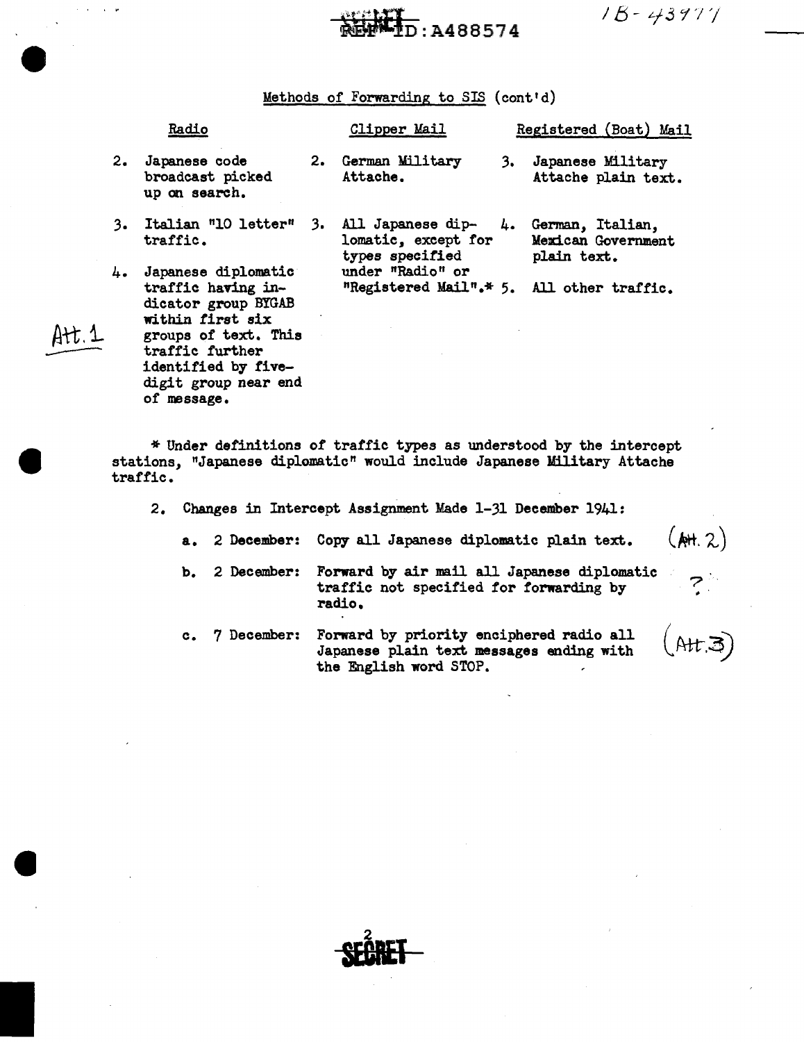Methods of Forwarding to SIS (cont'd)

| Radio | Clipper Mail | Registered (Boat) Mail |
|---|---|---|
| 2. Japanese code broadcast picked up on search. | 2. German Military Attache. | 3. Japanese Military Attache plain text. |
| 3. Italian "10 letter" traffic. | 3. All Japanese diplomatic, except for types specified under "Radio" or "Registered Mail".* | 4. German, Italian, Mexican Government plain text. |
| 4. Japanese diplomatic traffic having indicator group BYGAB within first six groups of text. This traffic further identified by five-digit group near end of message. | | 5. All other traffic. |

Att. 1

\* Under definitions of traffic types as understood by the intercept stations, "Japanese diplomatic" would include Japanese Military Attache traffic.

2. Changes in Intercept Assignment Made 1-31 December 1941:

   a. 2 December: Copy all Japanese diplomatic plain text. (Att. 2)

   b. 2 December: Forward by air mail all Japanese diplomatic traffic not specified for forwarding by radio. ?

   c. 7 December: Forward by priority enciphered radio all Japanese plain text messages ending with the English word STOP. (Att. 3)

SECRET